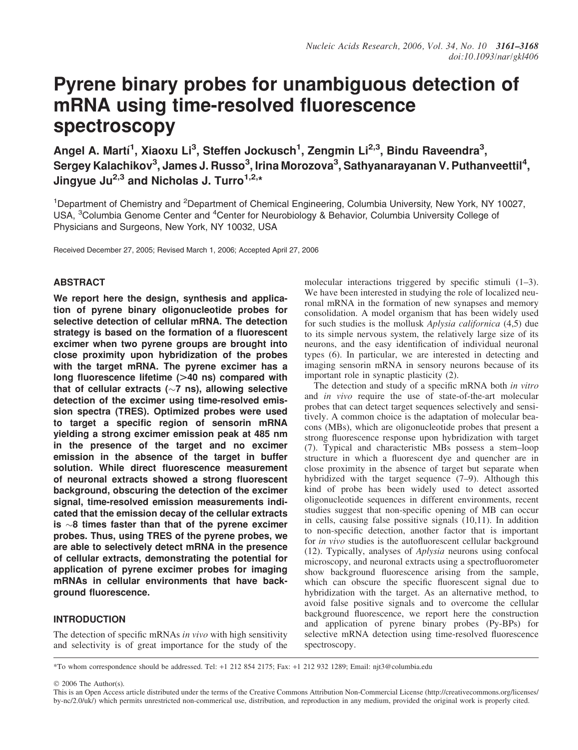# Pyrene binary probes for unambiguous detection of mRNA using time-resolved fluorescence spectroscopy

Angel A. Martí[1], Xiaoxu Li[3], Steffen Jockusch[1], Zengmin Li[2,3], Bindu Raveendra[3], Sergey Kalachikov[3], James J. Russo[3], Irina Morozova[3], Sathyanarayanan V. Puthanveettil[4], Jingyue Ju[2,3] and Nicholas J. Turro[1,2,*]

[1]Department of Chemistry and [2]Department of Chemical Engineering, Columbia University, New York, NY 10027, USA, [3]Columbia Genome Center and [4]Center for Neurobiology & Behavior, Columbia University College of Physicians and Surgeons, New York, NY 10032, USA

Received December 27, 2005; Revised March 1, 2006; Accepted April 27, 2006

## ABSTRACT

**We report here the design, synthesis and application of pyrene binary oligonucleotide probes for selective detection of cellular mRNA. The detection strategy is based on the formation of a fluorescent excimer when two pyrene groups are brought into close proximity upon hybridization of the probes with the target mRNA. The pyrene excimer has a long fluorescence lifetime (>40 ns) compared with that of cellular extracts (~7 ns), allowing selective detection of the excimer using time-resolved emission spectra (TRES). Optimized probes were used to target a specific region of sensorin mRNA yielding a strong excimer emission peak at 485 nm in the presence of the target and no excimer emission in the absence of the target in buffer solution. While direct fluorescence measurement of neuronal extracts showed a strong fluorescent background, obscuring the detection of the excimer signal, time-resolved emission measurements indicated that the emission decay of the cellular extracts is ~8 times faster than that of the pyrene excimer probes. Thus, using TRES of the pyrene probes, we are able to selectively detect mRNA in the presence of cellular extracts, demonstrating the potential for application of pyrene excimer probes for imaging mRNAs in cellular environments that have background fluorescence.**

## INTRODUCTION

The detection of specific mRNAs *in vivo* with high sensitivity and selectivity is of great importance for the study of the molecular interactions triggered by specific stimuli (1–3). We have been interested in studying the role of localized neuronal mRNA in the formation of new synapses and memory consolidation. A model organism that has been widely used for such studies is the mollusk *Aplysia californica* (4,5) due to its simple nervous system, the relatively large size of its neurons, and the easy identification of individual neuronal types (6). In particular, we are interested in detecting and imaging sensorin mRNA in sensory neurons because of its important role in synaptic plasticity (2).

The detection and study of a specific mRNA both *in vitro* and *in vivo* require the use of state-of-the-art molecular probes that can detect target sequences selectively and sensitively. A common choice is the adaptation of molecular beacons (MBs), which are oligonucleotide probes that present a strong fluorescence response upon hybridization with target (7). Typical and characteristic MBs possess a stem–loop structure in which a fluorescent dye and quencher are in close proximity in the absence of target but separate when hybridized with the target sequence (7–9). Although this kind of probe has been widely used to detect assorted oligonucleotide sequences in different environments, recent studies suggest that non-specific opening of MB can occur in cells, causing false possitive signals (10,11). In addition to non-specific detection, another factor that is important for *in vivo* studies is the autofluorescent cellular background (12). Typically, analyses of *Aplysia* neurons using confocal microscopy, and neuronal extracts using a spectrofluorometer show background fluorescence arising from the sample, which can obscure the specific fluorescent signal due to hybridization with the target. As an alternative method, to avoid false positive signals and to overcome the cellular background fluorescence, we report here the construction and application of pyrene binary probes (Py-BPs) for selective mRNA detection using time-resolved fluorescence spectroscopy.

*To whom correspondence should be addressed. Tel: +1 212 854 2175; Fax: +1 212 932 1289; Email: njt3@columbia.edu

© 2006 The Author(s).

This is an Open Access article distributed under the terms of the Creative Commons Attribution Non-Commercial License (http://creativecommons.org/licenses/by-nc/2.0/uk/) which permits unrestricted non-commerical use, distribution, and reproduction in any medium, provided the original work is properly cited.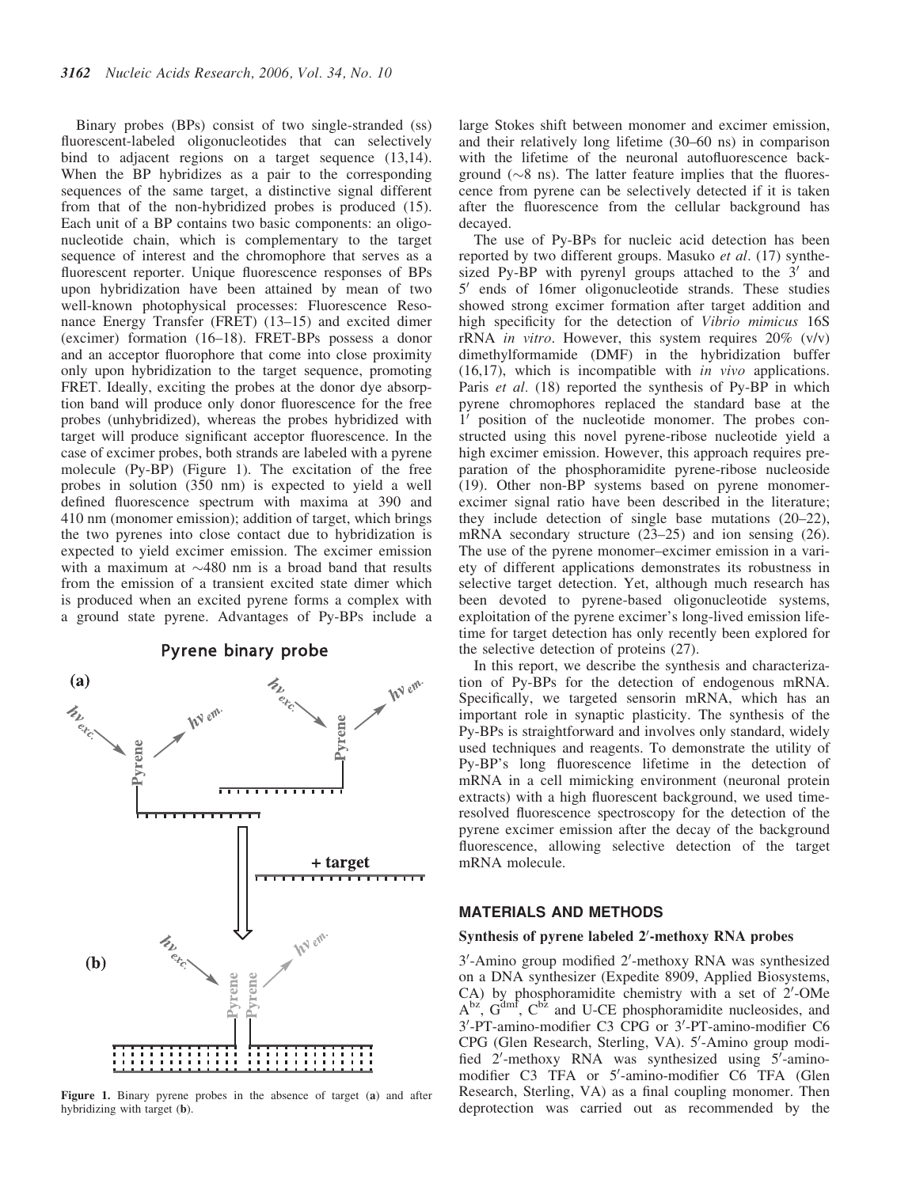Binary probes (BPs) consist of two single-stranded (ss) fluorescent-labeled oligonucleotides that can selectively bind to adjacent regions on a target sequence (13,14). When the BP hybridizes as a pair to the corresponding sequences of the same target, a distinctive signal different from that of the non-hybridized probes is produced (15). Each unit of a BP contains two basic components: an oligonucleotide chain, which is complementary to the target sequence of interest and the chromophore that serves as a fluorescent reporter. Unique fluorescence responses of BPs upon hybridization have been attained by mean of two well-known photophysical processes: Fluorescence Resonance Energy Transfer (FRET) (13–15) and excited dimer (excimer) formation (16–18). FRET-BPs possess a donor and an acceptor fluorophore that come into close proximity only upon hybridization to the target sequence, promoting FRET. Ideally, exciting the probes at the donor dye absorption band will produce only donor fluorescence for the free probes (unhybridized), whereas the probes hybridized with target will produce significant acceptor fluorescence. In the case of excimer probes, both strands are labeled with a pyrene molecule (Py-BP) (Figure 1). The excitation of the free probes in solution (350 nm) is expected to yield a well defined fluorescence spectrum with maxima at 390 and 410 nm (monomer emission); addition of target, which brings the two pyrenes into close contact due to hybridization is expected to yield excimer emission. The excimer emission with a maximum at ~480 nm is a broad band that results from the emission of a transient excited state dimer which is produced when an excited pyrene forms a complex with a ground state pyrene. Advantages of Py-BPs include a large Stokes shift between monomer and excimer emission, and their relatively long lifetime (30–60 ns) in comparison with the lifetime of the neuronal autofluorescence background (~8 ns). The latter feature implies that the fluorescence from pyrene can be selectively detected if it is taken after the fluorescence from the cellular background has decayed.

**Figure 1.** Binary pyrene probes in the absence of target (**a**) and after hybridizing with target (**b**).

The use of Py-BPs for nucleic acid detection has been reported by two different groups. Masuko *et al*. (17) synthesized Py-BP with pyrenyl groups attached to the 3′ and 5′ ends of 16mer oligonucleotide strands. These studies showed strong excimer formation after target addition and high specificity for the detection of *Vibrio mimicus* 16S rRNA *in vitro*. However, this system requires 20% (v/v) dimethylformamide (DMF) in the hybridization buffer (16,17), which is incompatible with *in vivo* applications. Paris *et al*. (18) reported the synthesis of Py-BP in which pyrene chromophores replaced the standard base at the 1′ position of the nucleotide monomer. The probes constructed using this novel pyrene-ribose nucleotide yield a high excimer emission. However, this approach requires preparation of the phosphoramidite pyrene-ribose nucleoside (19). Other non-BP systems based on pyrene monomer-excimer signal ratio have been described in the literature; they include detection of single base mutations (20–22), mRNA secondary structure (23–25) and ion sensing (26). The use of the pyrene monomer–excimer emission in a variety of different applications demonstrates its robustness in selective target detection. Yet, although much research has been devoted to pyrene-based oligonucleotide systems, exploitation of the pyrene excimer's long-lived emission lifetime for target detection has only recently been explored for the selective detection of proteins (27).

In this report, we describe the synthesis and characterization of Py-BPs for the detection of endogenous mRNA. Specifically, we targeted sensorin mRNA, which has an important role in synaptic plasticity. The synthesis of the Py-BPs is straightforward and involves only standard, widely used techniques and reagents. To demonstrate the utility of Py-BP's long fluorescence lifetime in the detection of mRNA in a cell mimicking environment (neuronal protein extracts) with a high fluorescent background, we used time-resolved fluorescence spectroscopy for the detection of the pyrene excimer emission after the decay of the background fluorescence, allowing selective detection of the target mRNA molecule.

## MATERIALS AND METHODS

### Synthesis of pyrene labeled 2′-methoxy RNA probes

3′-Amino group modified 2′-methoxy RNA was synthesized on a DNA synthesizer (Expedite 8909, Applied Biosystems, CA) by phosphoramidite chemistry with a set of 2′-OMe $A^{bz}$, $G^{dmf}$, $C^{bz}$ and U-CE phosphoramidite nucleosides, and 3′-PT-amino-modifier C3 CPG or 3′-PT-amino-modifier C6 CPG (Glen Research, Sterling, VA). 5′-Amino group modified 2′-methoxy RNA was synthesized using 5′-amino-modifier C3 TFA or 5′-amino-modifier C6 TFA (Glen Research, Sterling, VA) as a final coupling monomer. Then deprotection was carried out as recommended by the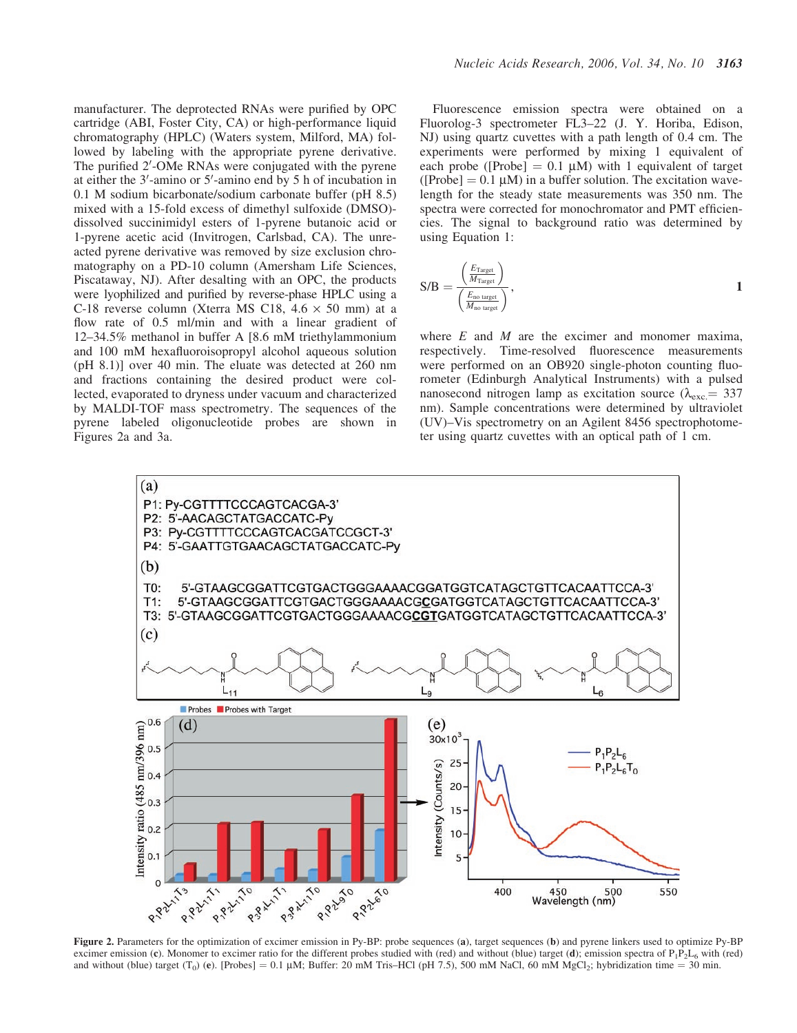manufacturer. The deprotected RNAs were purified by OPC cartridge (ABI, Foster City, CA) or high-performance liquid chromatography (HPLC) (Waters system, Milford, MA) followed by labeling with the appropriate pyrene derivative. The purified 2′-OMe RNAs were conjugated with the pyrene at either the 3′-amino or 5′-amino end by 5 h of incubation in 0.1 M sodium bicarbonate/sodium carbonate buffer (pH 8.5) mixed with a 15-fold excess of dimethyl sulfoxide (DMSO)-dissolved succinimidyl esters of 1-pyrene butanoic acid or 1-pyrene acetic acid (Invitrogen, Carlsbad, CA). The unreacted pyrene derivative was removed by size exclusion chromatography on a PD-10 column (Amersham Life Sciences, Piscataway, NJ). After desalting with an OPC, the products were lyophilized and purified by reverse-phase HPLC using a C-18 reverse column (Xterra MS C18, 4.6 × 50 mm) at a flow rate of 0.5 ml/min and with a linear gradient of 12–34.5% methanol in buffer A [8.6 mM triethylammonium and 100 mM hexafluoroisopropyl alcohol aqueous solution (pH 8.1)] over 40 min. The eluate was detected at 260 nm and fractions containing the desired product were collected, evaporated to dryness under vacuum and characterized by MALDI-TOF mass spectrometry. The sequences of the pyrene labeled oligonucleotide probes are shown in Figures 2a and 3a.

Fluorescence emission spectra were obtained on a Fluorolog-3 spectrometer FL3–22 (J. Y. Horiba, Edison, NJ) using quartz cuvettes with a path length of 0.4 cm. The experiments were performed by mixing 1 equivalent of each probe ([Probe] = 0.1 μM) with 1 equivalent of target ([Probe] = 0.1 μM) in a buffer solution. The excitation wavelength for the steady state measurements was 350 nm. The spectra were corrected for monochromator and PMT efficiencies. The signal to background ratio was determined by using Equation 1:

$$\mathrm{S/B} = \frac{\left(\frac{E_{\mathrm{Target}}}{M_{\mathrm{Target}}}\right)}{\left(\frac{E_{\mathrm{no\ target}}}{M_{\mathrm{no\ target}}}\right)}, \qquad 1$$

where $E$ and $M$ are the excimer and monomer maxima, respectively. Time-resolved fluorescence measurements were performed on an OB920 single-photon counting fluorometer (Edinburgh Analytical Instruments) with a pulsed nanosecond nitrogen lamp as excitation source ($\lambda_{exc.}$ = 337 nm). Sample concentrations were determined by ultraviolet (UV)–Vis spectrometry on an Agilent 8456 spectrophotometer using quartz cuvettes with an optical path of 1 cm.

**Figure 2.** Parameters for the optimization of excimer emission in Py-BP: probe sequences (**a**), target sequences (**b**) and pyrene linkers used to optimize Py-BP excimer emission (**c**). Monomer to excimer ratio for the different probes studied with (red) and without (blue) target (**d**); emission spectra of $P_1P_2L_6$ with (red) and without (blue) target ($T_0$) (**e**). [Probes] = 0.1 μM; Buffer: 20 mM Tris–HCl (pH 7.5), 500 mM NaCl, 60 mM $MgCl_2$; hybridization time = 30 min.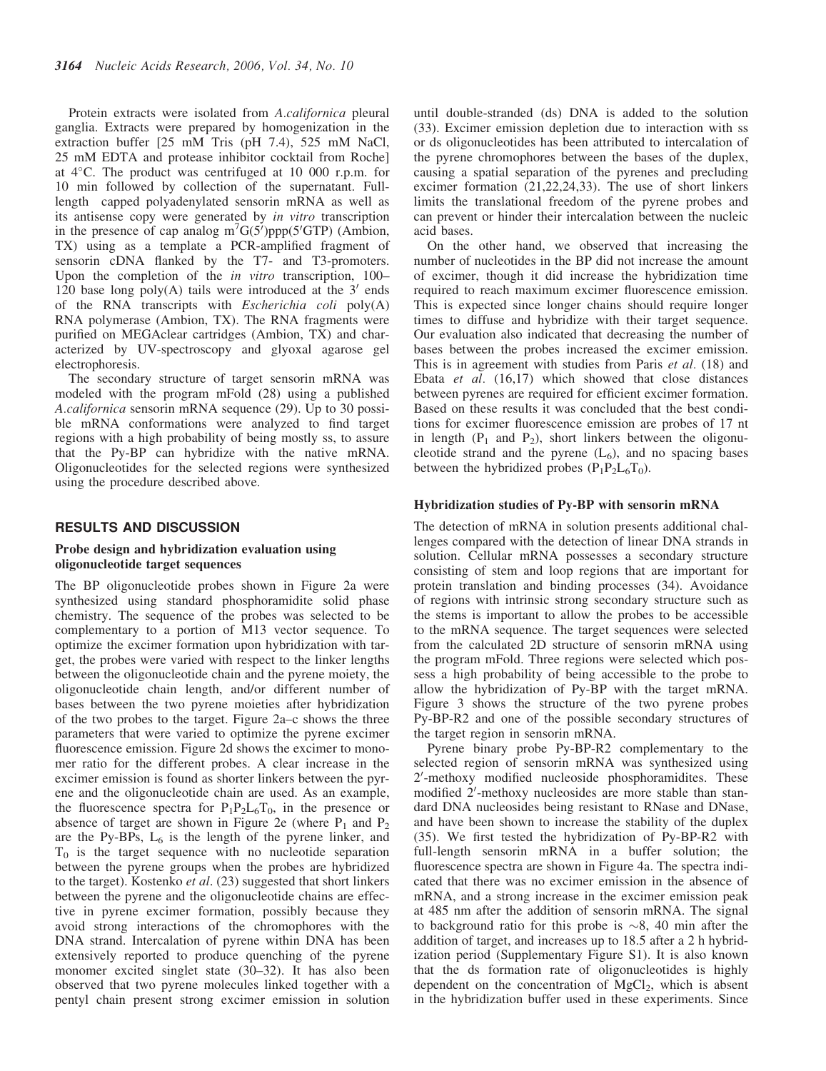Protein extracts were isolated from *A.californica* pleural ganglia. Extracts were prepared by homogenization in the extraction buffer [25 mM Tris (pH 7.4), 525 mM NaCl, 25 mM EDTA and protease inhibitor cocktail from Roche] at 4°C. The product was centrifuged at 10 000 r.p.m. for 10 min followed by collection of the supernatant. Full-length capped polyadenylated sensorin mRNA as well as its antisense copy were generated by *in vitro* transcription in the presence of cap analog $m^7G(5')ppp(5'GTP)$ (Ambion, TX) using as a template a PCR-amplified fragment of sensorin cDNA flanked by the T7- and T3-promoters. Upon the completion of the *in vitro* transcription, 100–120 base long poly(A) tails were introduced at the 3′ ends of the RNA transcripts with *Escherichia coli* poly(A) RNA polymerase (Ambion, TX). The RNA fragments were purified on MEGAclear cartridges (Ambion, TX) and characterized by UV-spectroscopy and glyoxal agarose gel electrophoresis.

The secondary structure of target sensorin mRNA was modeled with the program mFold (28) using a published *A.californica* sensorin mRNA sequence (29). Up to 30 possible mRNA conformations were analyzed to find target regions with a high probability of being mostly ss, to assure that the Py-BP can hybridize with the native mRNA. Oligonucleotides for the selected regions were synthesized using the procedure described above.

## RESULTS AND DISCUSSION

### Probe design and hybridization evaluation using oligonucleotide target sequences

The BP oligonucleotide probes shown in Figure 2a were synthesized using standard phosphoramidite solid phase chemistry. The sequence of the probes was selected to be complementary to a portion of M13 vector sequence. To optimize the excimer formation upon hybridization with target, the probes were varied with respect to the linker lengths between the oligonucleotide chain and the pyrene moiety, the oligonucleotide chain length, and/or different number of bases between the two pyrene moieties after hybridization of the two probes to the target. Figure 2a–c shows the three parameters that were varied to optimize the pyrene excimer fluorescence emission. Figure 2d shows the excimer to monomer ratio for the different probes. A clear increase in the excimer emission is found as shorter linkers between the pyrene and the oligonucleotide chain are used. As an example, the fluorescence spectra for $P_1P_2L_6T_0$, in the presence or absence of target are shown in Figure 2e (where $P_1$ and $P_2$ are the Py-BPs, $L_6$ is the length of the pyrene linker, and $T_0$ is the target sequence with no nucleotide separation between the pyrene groups when the probes are hybridized to the target). Kostenko *et al*. (23) suggested that short linkers between the pyrene and the oligonucleotide chains are effective in pyrene excimer formation, possibly because they avoid strong interactions of the chromophores with the DNA strand. Intercalation of pyrene within DNA has been extensively reported to produce quenching of the pyrene monomer excited singlet state (30–32). It has also been observed that two pyrene molecules linked together with a pentyl chain present strong excimer emission in solution until double-stranded (ds) DNA is added to the solution (33). Excimer emission depletion due to interaction with ss or ds oligonucleotides has been attributed to intercalation of the pyrene chromophores between the bases of the duplex, causing a spatial separation of the pyrenes and precluding excimer formation (21,22,24,33). The use of short linkers limits the translational freedom of the pyrene probes and can prevent or hinder their intercalation between the nucleic acid bases.

On the other hand, we observed that increasing the number of nucleotides in the BP did not increase the amount of excimer, though it did increase the hybridization time required to reach maximum excimer fluorescence emission. This is expected since longer chains should require longer times to diffuse and hybridize with their target sequence. Our evaluation also indicated that decreasing the number of bases between the probes increased the excimer emission. This is in agreement with studies from Paris *et al*. (18) and Ebata *et al*. (16,17) which showed that close distances between pyrenes are required for efficient excimer formation. Based on these results it was concluded that the best conditions for excimer fluorescence emission are probes of 17 nt in length ($P_1$ and $P_2$), short linkers between the oligonucleotide strand and the pyrene ($L_6$), and no spacing bases between the hybridized probes ($P_1P_2L_6T_0$).

### Hybridization studies of Py-BP with sensorin mRNA

The detection of mRNA in solution presents additional challenges compared with the detection of linear DNA strands in solution. Cellular mRNA possesses a secondary structure consisting of stem and loop regions that are important for protein translation and binding processes (34). Avoidance of regions with intrinsic strong secondary structure such as the stems is important to allow the probes to be accessible to the mRNA sequence. The target sequences were selected from the calculated 2D structure of sensorin mRNA using the program mFold. Three regions were selected which possess a high probability of being accessible to the probe to allow the hybridization of Py-BP with the target mRNA. Figure 3 shows the structure of the two pyrene probes Py-BP-R2 and one of the possible secondary structures of the target region in sensorin mRNA.

Pyrene binary probe Py-BP-R2 complementary to the selected region of sensorin mRNA was synthesized using 2′-methoxy modified nucleoside phosphoramidites. These modified 2′-methoxy nucleosides are more stable than standard DNA nucleosides being resistant to RNase and DNase, and have been shown to increase the stability of the duplex (35). We first tested the hybridization of Py-BP-R2 with full-length sensorin mRNA in a buffer solution; the fluorescence spectra are shown in Figure 4a. The spectra indicated that there was no excimer emission in the absence of mRNA, and a strong increase in the excimer emission peak at 485 nm after the addition of sensorin mRNA. The signal to background ratio for this probe is ~8, 40 min after the addition of target, and increases up to 18.5 after a 2 h hybridization period (Supplementary Figure S1). It is also known that the ds formation rate of oligonucleotides is highly dependent on the concentration of $MgCl_2$, which is absent in the hybridization buffer used in these experiments. Since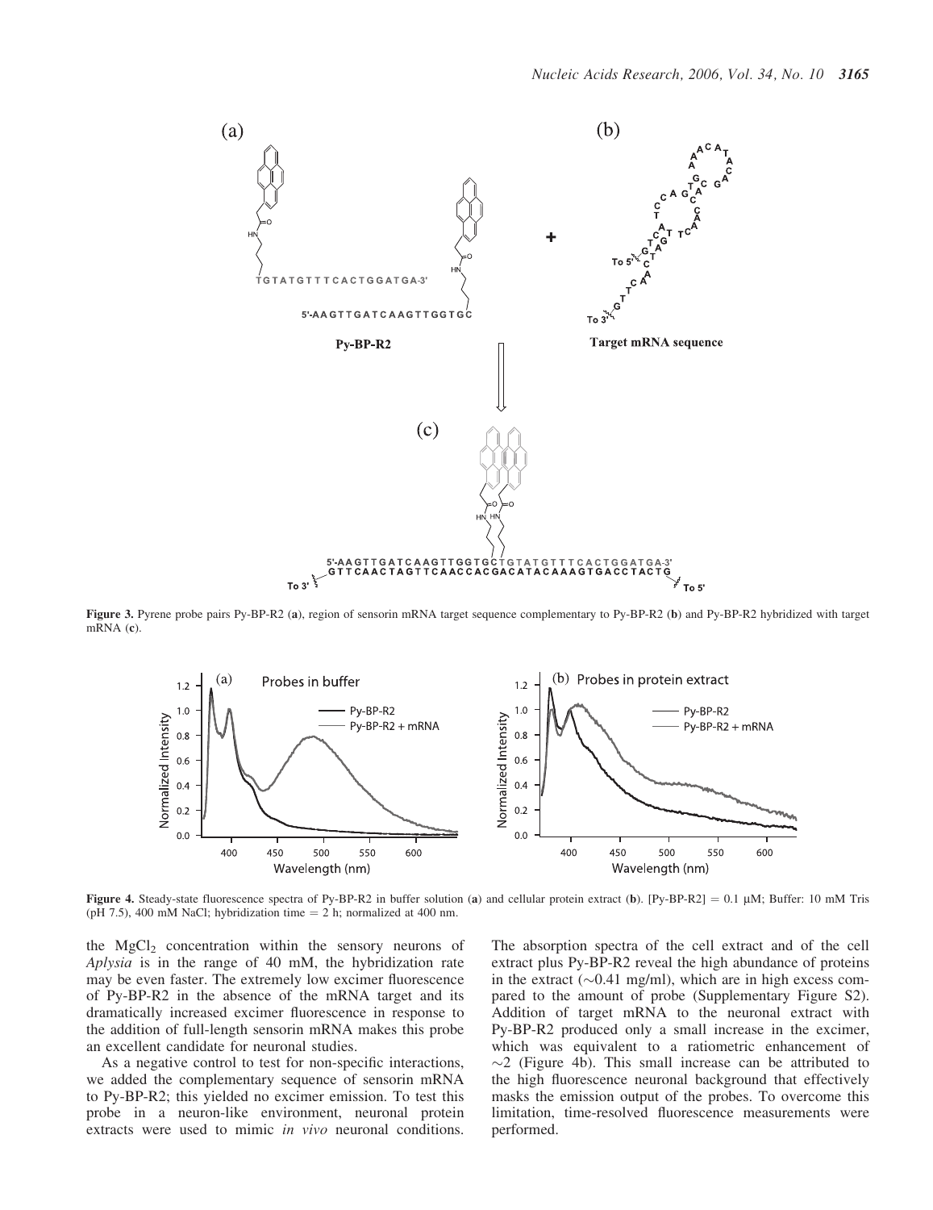**Figure 3.** Pyrene probe pairs Py-BP-R2 (**a**), region of sensorin mRNA target sequence complementary to Py-BP-R2 (**b**) and Py-BP-R2 hybridized with target mRNA (**c**).

**Figure 4.** Steady-state fluorescence spectra of Py-BP-R2 in buffer solution (**a**) and cellular protein extract (**b**). [Py-BP-R2] = 0.1 μM; Buffer: 10 mM Tris (pH 7.5), 400 mM NaCl; hybridization time = 2 h; normalized at 400 nm.

the $MgCl_2$ concentration within the sensory neurons of *Aplysia* is in the range of 40 mM, the hybridization rate may be even faster. The extremely low excimer fluorescence of Py-BP-R2 in the absence of the mRNA target and its dramatically increased excimer fluorescence in response to the addition of full-length sensorin mRNA makes this probe an excellent candidate for neuronal studies.

As a negative control to test for non-specific interactions, we added the complementary sequence of sensorin mRNA to Py-BP-R2; this yielded no excimer emission. To test this probe in a neuron-like environment, neuronal protein extracts were used to mimic *in vivo* neuronal conditions. The absorption spectra of the cell extract and of the cell extract plus Py-BP-R2 reveal the high abundance of proteins in the extract (~0.41 mg/ml), which are in high excess compared to the amount of probe (Supplementary Figure S2). Addition of target mRNA to the neuronal extract with Py-BP-R2 produced only a small increase in the excimer, which was equivalent to a ratiometric enhancement of ~2 (Figure 4b). This small increase can be attributed to the high fluorescence neuronal background that effectively masks the emission output of the probes. To overcome this limitation, time-resolved fluorescence measurements were performed.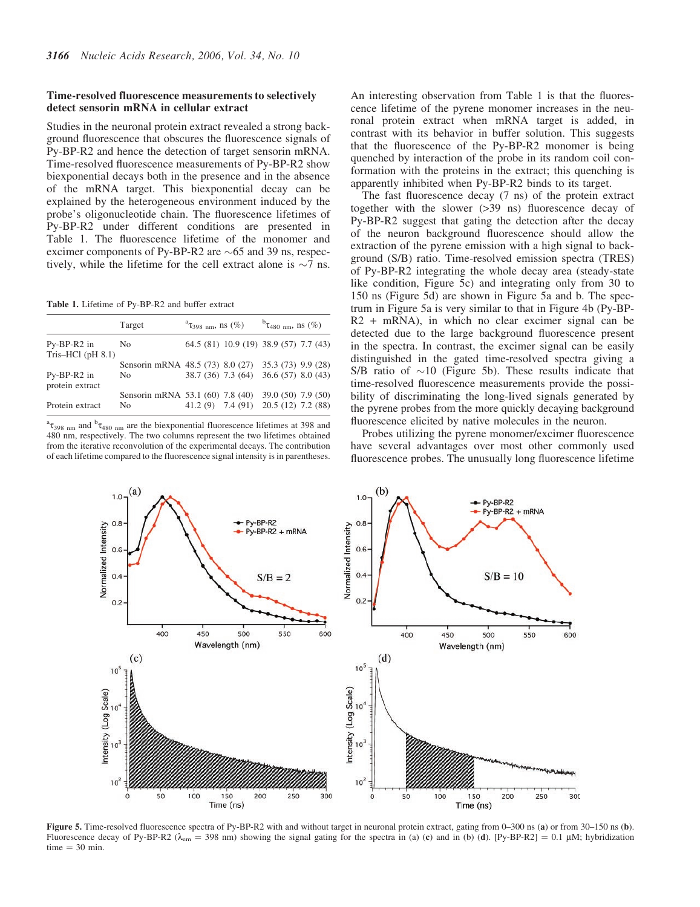### Time-resolved fluorescence measurements to selectively detect sensorin mRNA in cellular extract

Studies in the neuronal protein extract revealed a strong background fluorescence that obscures the fluorescence signals of Py-BP-R2 and hence the detection of target sensorin mRNA. Time-resolved fluorescence measurements of Py-BP-R2 show biexponential decays both in the presence and in the absence of the mRNA target. This biexponential decay can be explained by the heterogeneous environment induced by the probe's oligonucleotide chain. The fluorescence lifetimes of Py-BP-R2 under different conditions are presented in Table 1. The fluorescence lifetime of the monomer and excimer components of Py-BP-R2 are ~65 and 39 ns, respectively, while the lifetime for the cell extract alone is ~7 ns.

**Table 1.** Lifetime of Py-BP-R2 and buffer extract

| | Target | $^{a}\tau_{398\ nm}$, ns (%) | | $^{b}\tau_{480\ nm}$, ns (%) | |
|---|---|---|---|---|---|
| Py-BP-R2 in Tris–HCl (pH 8.1) | No | 64.5 (81) | 10.9 (19) | 38.9 (57) | 7.7 (43) |
| | Sensorin mRNA | 48.5 (73) | 8.0 (27) | 35.3 (73) | 9.9 (28) |
| Py-BP-R2 in protein extract | No | 38.7 (36) | 7.3 (64) | 36.6 (57) | 8.0 (43) |
| | Sensorin mRNA | 53.1 (60) | 7.8 (40) | 39.0 (50) | 7.9 (50) |
| Protein extract | No | 41.2 (9) | 7.4 (91) | 20.5 (12) | 7.2 (88) |

$^{a}\tau_{398\ nm}$ and $^{b}\tau_{480\ nm}$ are the biexponential fluorescence lifetimes at 398 and 480 nm, respectively. The two columns represent the two lifetimes obtained from the iterative reconvolution of the experimental decays. The contribution of each lifetime compared to the fluorescence signal intensity is in parentheses.

An interesting observation from Table 1 is that the fluorescence lifetime of the pyrene monomer increases in the neuronal protein extract when mRNA target is added, in contrast with its behavior in buffer solution. This suggests that the fluorescence of the Py-BP-R2 monomer is being quenched by interaction of the probe in its random coil conformation with the proteins in the extract; this quenching is apparently inhibited when Py-BP-R2 binds to its target.

The fast fluorescence decay (7 ns) of the protein extract together with the slower (>39 ns) fluorescence decay of Py-BP-R2 suggest that gating the detection after the decay of the neuron background fluorescence should allow the extraction of the pyrene emission with a high signal to background (S/B) ratio. Time-resolved emission spectra (TRES) of Py-BP-R2 integrating the whole decay area (steady-state like condition, Figure 5c) and integrating only from 30 to 150 ns (Figure 5d) are shown in Figure 5a and b. The spectrum in Figure 5a is very similar to that in Figure 4b (Py-BP-R2 + mRNA), in which no clear excimer signal can be detected due to the large background fluorescence present in the spectra. In contrast, the excimer signal can be easily distinguished in the gated time-resolved spectra giving a S/B ratio of ~10 (Figure 5b). These results indicate that time-resolved fluorescence measurements provide the possibility of discriminating the long-lived signals generated by the pyrene probes from the more quickly decaying background fluorescence elicited by native molecules in the neuron.

Probes utilizing the pyrene monomer/excimer fluorescence have several advantages over most other commonly used fluorescence probes. The unusually long fluorescence lifetime

**Figure 5.** Time-resolved fluorescence spectra of Py-BP-R2 with and without target in neuronal protein extract, gating from 0–300 ns (**a**) or from 30–150 ns (**b**). Fluorescence decay of Py-BP-R2 ($\lambda_{em}$ = 398 nm) showing the signal gating for the spectra in (a) (**c**) and in (b) (**d**). [Py-BP-R2] = 0.1 μM; hybridization time = 30 min.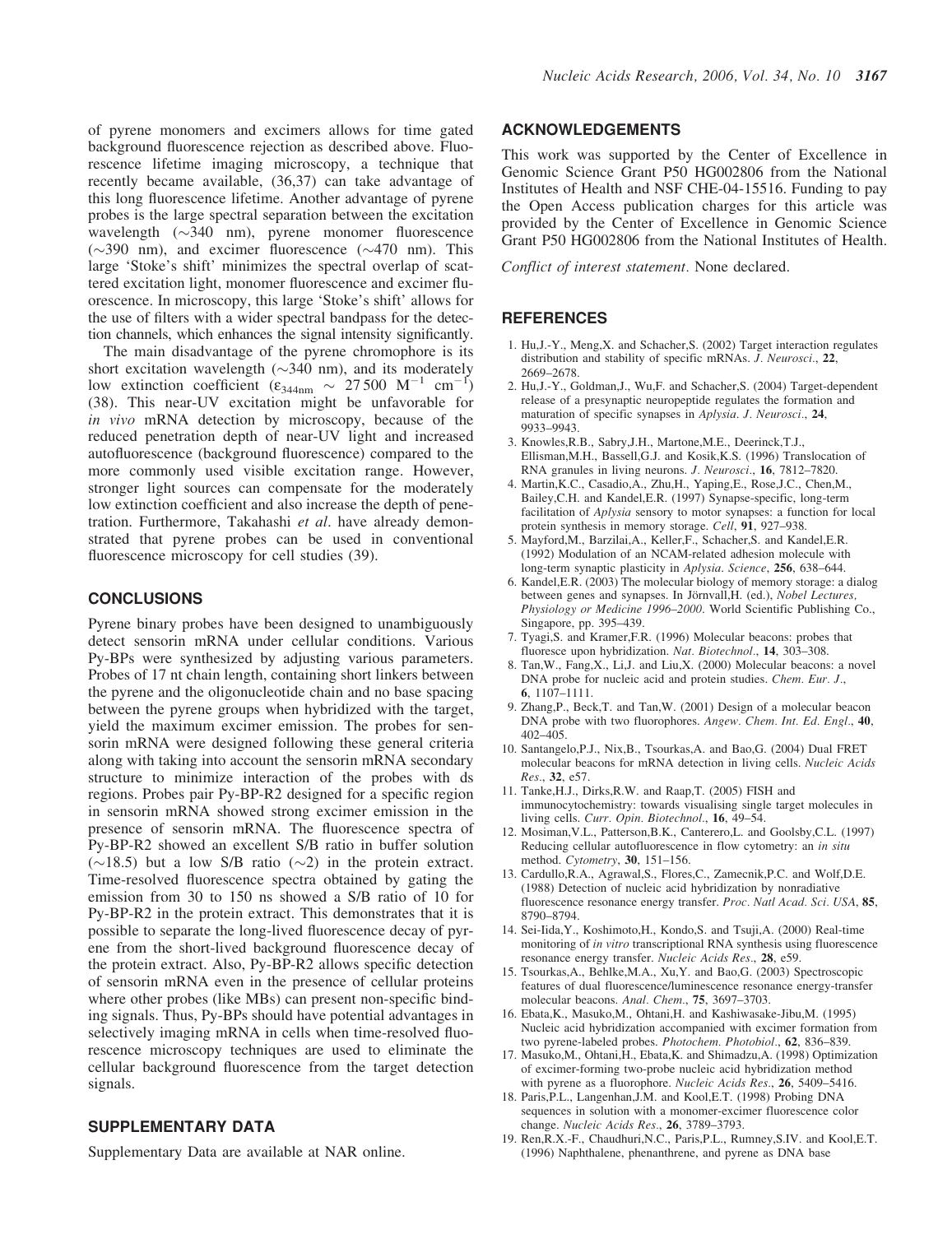of pyrene monomers and excimers allows for time gated background fluorescence rejection as described above. Fluorescence lifetime imaging microscopy, a technique that recently became available, (36,37) can take advantage of this long fluorescence lifetime. Another advantage of pyrene probes is the large spectral separation between the excitation wavelength (~340 nm), pyrene monomer fluorescence (~390 nm), and excimer fluorescence (~470 nm). This large 'Stoke's shift' minimizes the spectral overlap of scattered excitation light, monomer fluorescence and excimer fluorescence. In microscopy, this large 'Stoke's shift' allows for the use of filters with a wider spectral bandpass for the detection channels, which enhances the signal intensity significantly.

The main disadvantage of the pyrene chromophore is its short excitation wavelength (~340 nm), and its moderately low extinction coefficient ($\varepsilon_{344nm} \sim 27\,500\ M^{-1}\ cm^{-1}$) (38). This near-UV excitation might be unfavorable for *in vivo* mRNA detection by microscopy, because of the reduced penetration depth of near-UV light and increased autofluorescence (background fluorescence) compared to the more commonly used visible excitation range. However, stronger light sources can compensate for the moderately low extinction coefficient and also increase the depth of penetration. Furthermore, Takahashi *et al*. have already demonstrated that pyrene probes can be used in conventional fluorescence microscopy for cell studies (39).

## CONCLUSIONS

Pyrene binary probes have been designed to unambiguously detect sensorin mRNA under cellular conditions. Various Py-BPs were synthesized by adjusting various parameters. Probes of 17 nt chain length, containing short linkers between the pyrene and the oligonucleotide chain and no base spacing between the pyrene groups when hybridized with the target, yield the maximum excimer emission. The probes for sensorin mRNA were designed following these general criteria along with taking into account the sensorin mRNA secondary structure to minimize interaction of the probes with ds regions. Probes pair Py-BP-R2 designed for a specific region in sensorin mRNA showed strong excimer emission in the presence of sensorin mRNA. The fluorescence spectra of Py-BP-R2 showed an excellent S/B ratio in buffer solution (~18.5) but a low S/B ratio (~2) in the protein extract. Time-resolved fluorescence spectra obtained by gating the emission from 30 to 150 ns showed a S/B ratio of 10 for Py-BP-R2 in the protein extract. This demonstrates that it is possible to separate the long-lived fluorescence decay of pyrene from the short-lived background fluorescence decay of the protein extract. Also, Py-BP-R2 allows specific detection of sensorin mRNA even in the presence of cellular proteins where other probes (like MBs) can present non-specific binding signals. Thus, Py-BPs should have potential advantages in selectively imaging mRNA in cells when time-resolved fluorescence microscopy techniques are used to eliminate the cellular background fluorescence from the target detection signals.

## SUPPLEMENTARY DATA

Supplementary Data are available at NAR online.

## ACKNOWLEDGEMENTS

This work was supported by the Center of Excellence in Genomic Science Grant P50 HG002806 from the National Institutes of Health and NSF CHE-04-15516. Funding to pay the Open Access publication charges for this article was provided by the Center of Excellence in Genomic Science Grant P50 HG002806 from the National Institutes of Health.

*Conflict of interest statement*. None declared.

## REFERENCES

1. Hu,J.-Y., Meng,X. and Schacher,S. (2002) Target interaction regulates distribution and stability of specific mRNAs. *J. Neurosci*., **22**, 2669–2678.
2. Hu,J.-Y., Goldman,J., Wu,F. and Schacher,S. (2004) Target-dependent release of a presynaptic neuropeptide regulates the formation and maturation of specific synapses in *Aplysia*. *J. Neurosci*., **24**, 9933–9943.
3. Knowles,R.B., Sabry,J.H., Martone,M.E., Deerinck,T.J., Ellisman,M.H., Bassell,G.J. and Kosik,K.S. (1996) Translocation of RNA granules in living neurons. *J. Neurosci*., **16**, 7812–7820.
4. Martin,K.C., Casadio,A., Zhu,H., Yaping,E., Rose,J.C., Chen,M., Bailey,C.H. and Kandel,E.R. (1997) Synapse-specific, long-term facilitation of *Aplysia* sensory to motor synapses: a function for local protein synthesis in memory storage. *Cell*, **91**, 927–938.
5. Mayford,M., Barzilai,A., Keller,F., Schacher,S. and Kandel,E.R. (1992) Modulation of an NCAM-related adhesion molecule with long-term synaptic plasticity in *Aplysia*. *Science*, **256**, 638–644.
6. Kandel,E.R. (2003) The molecular biology of memory storage: a dialog between genes and synapses. In Jörnvall,H. (ed.), *Nobel Lectures, Physiology or Medicine 1996–2000*. World Scientific Publishing Co., Singapore, pp. 395–439.
7. Tyagi,S. and Kramer,F.R. (1996) Molecular beacons: probes that fluoresce upon hybridization. *Nat. Biotechnol*., **14**, 303–308.
8. Tan,W., Fang,X., Li,J. and Liu,X. (2000) Molecular beacons: a novel DNA probe for nucleic acid and protein studies. *Chem. Eur. J*., **6**, 1107–1111.
9. Zhang,P., Beck,T. and Tan,W. (2001) Design of a molecular beacon DNA probe with two fluorophores. *Angew. Chem. Int. Ed. Engl*., **40**, 402–405.
10. Santangelo,P.J., Nix,B., Tsourkas,A. and Bao,G. (2004) Dual FRET molecular beacons for mRNA detection in living cells. *Nucleic Acids Res*., **32**, e57.
11. Tanke,H.J., Dirks,R.W. and Raap,T. (2005) FISH and immunocytochemistry: towards visualising single target molecules in living cells. *Curr. Opin. Biotechnol*., **16**, 49–54.
12. Mosiman,V.L., Patterson,B.K., Canterero,L. and Goolsby,C.L. (1997) Reducing cellular autofluorescence in flow cytometry: an *in situ* method. *Cytometry*, **30**, 151–156.
13. Cardullo,R.A., Agrawal,S., Flores,C., Zamecnik,P.C. and Wolf,D.E. (1988) Detection of nucleic acid hybridization by nonradiative fluorescence resonance energy transfer. *Proc. Natl Acad. Sci. USA*, **85**, 8790–8794.
14. Sei-Iida,Y., Koshimoto,H., Kondo,S. and Tsuji,A. (2000) Real-time monitoring of *in vitro* transcriptional RNA synthesis using fluorescence resonance energy transfer. *Nucleic Acids Res*., **28**, e59.
15. Tsourkas,A., Behlke,M.A., Xu,Y. and Bao,G. (2003) Spectroscopic features of dual fluorescence/luminescence resonance energy-transfer molecular beacons. *Anal. Chem*., **75**, 3697–3703.
16. Ebata,K., Masuko,M., Ohtani,H. and Kashiwasake-Jibu,M. (1995) Nucleic acid hybridization accompanied with excimer formation from two pyrene-labeled probes. *Photochem. Photobiol*., **62**, 836–839.
17. Masuko,M., Ohtani,H., Ebata,K. and Shimadzu,A. (1998) Optimization of excimer-forming two-probe nucleic acid hybridization method with pyrene as a fluorophore. *Nucleic Acids Res*., **26**, 5409–5416.
18. Paris,P.L., Langenhan,J.M. and Kool,E.T. (1998) Probing DNA sequences in solution with a monomer-excimer fluorescence color change. *Nucleic Acids Res*., **26**, 3789–3793.
19. Ren,R.X.-F., Chaudhuri,N.C., Paris,P.L., Rumney,S.IV. and Kool,E.T. (1996) Naphthalene, phenanthrene, and pyrene as DNA base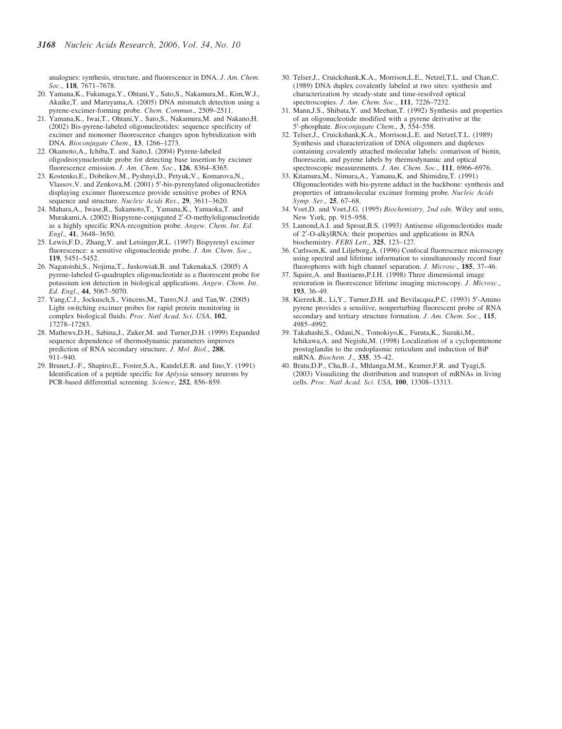analogues: synthesis, structure, and fluorescence in DNA. *J. Am. Chem. Soc.*, **118**, 7671–7678.

20. Yamana,K., Fukunaga,Y., Ohtani,Y., Sato,S., Nakamura,M., Kim,W.J., Akaike,T. and Maruyama,A. (2005) DNA mismatch detection using a pyrene-excimer-forming probe. *Chem. Commun.*, 2509–2511.
21. Yamana,K., Iwai,T., Ohtani,Y., Sato,S., Nakamura,M. and Nakano,H. (2002) Bis-pyrene-labeled oligonucleotides: sequence specificity of excimer and monomer fluorescence changes upon hybridization with DNA. *Bioconjugate Chem.*, **13**, 1266–1273.
22. Okamoto,A., Ichiba,T. and Saito,I. (2004) Pyrene-labeled oligodeoxynucleotide probe for detecting base insertion by excimer fluorescence emission. *J. Am. Chem. Soc.*, **126**, 8364–8365.
23. Kostenko,E., Dobrikov,M., Pyshnyi,D., Petyuk,V., Komarova,N., Vlassov,V. and Zenkova,M. (2001) 5′-bis-pyrenylated oligonucleotides displaying excimer fluorescence provide sensitive probes of RNA sequence and structure. *Nucleic Acids Res.*, **29**, 3611–3620.
24. Mahara,A., Iwase,R., Sakamoto,T., Yamana,K., Yamaoka,T. and Murakami,A. (2002) Bispyrene-conjugated 2′-O-methyloligonucleotide as a highly specific RNA-recognition probe. *Angew. Chem. Int. Ed. Engl.*, **41**, 3648–3650.
25. Lewis,F.D., Zhang,Y. and Letsinger,R.L. (1997) Bispyrenyl excimer fluorescence: a sensitive oligonucleotide probe. *J. Am. Chem. Soc.*, **119**, 5451–5452.
26. Nagatoishi,S., Nojima,T., Juskowiak,B. and Takenaka,S. (2005) A pyrene-labeled G-quadruplex oligonucleotide as a fluorescent probe for potassium ion detection in biological applications. *Angew. Chem. Int. Ed. Engl.*, **44**, 5067–5070.
27. Yang,C.J., Jockusch,S., Vincens,M., Turro,N.J. and Tan,W. (2005) Light switching excimer probes for rapid protein monitoring in complex biological fluids. *Proc. Natl Acad. Sci. USA*, **102**, 17278–17283.
28. Mathews,D.H., Sabina,J., Zuker,M. and Turner,D.H. (1999) Expanded sequence dependence of thermodynamic parameters improves prediction of RNA secondary structure. *J. Mol. Biol.*, **288**, 911–940.
29. Brunet,J.-F., Shapiro,E., Foster,S.A., Kandel,E.R. and Iino,Y. (1991) Identification of a peptide specific for *Aplysia* sensory neurons by PCR-based differential screening. *Science*, **252**, 856–859.
30. Telser,J., Cruickshank,K.A., Morrison,L.E., Netzel,T.L. and Chan,C. (1989) DNA duplex covalently labeled at two sites: synthesis and characterization by steady-state and time-resolved optical spectroscopies. *J. Am. Chem. Soc.*, **111**, 7226–7232.
31. Mann,J.S., Shibata,Y. and Meehan,T. (1992) Synthesis and properties of an oligonucleotide modified with a pyrene derivative at the 5′-phosphate. *Bioconjugate Chem.*, **3**, 554–558.
32. Telser,J., Cruickshank,K.A., Morrison,L.E. and Netzel,T.L. (1989) Synthesis and characterization of DNA oligomers and duplexes containing covalently attached molecular labels: comarison of biotin, fluorescein, and pyrene labels by thermodynamic and optical spectroscopic measurements. *J. Am. Chem. Soc.*, **111**, 6966–6976.
33. Kitamura,M., Nimura,A., Yamana,K. and Shimidzu,T. (1991) Oligonucleotides with bis-pyrene adduct in the backbone: synthesis and properties of intramolecular excimer forming probe. *Nucleic Acids Symp. Ser.*, **25**, 67–68.
34. Voet,D. and Voet,J.G. (1995) *Biochemistry, 2nd edn*. Wiley and sons, New York, pp. 915–958.
35. Lamond,A.I. and Sproat,B.S. (1993) Antisense oligonucleotides made of 2′-O-alkylRNA: their properties and applications in RNA biochemistry. *FEBS Lett.*, **325**, 123–127.
36. Carlsson,K. and Liljeborg,A. (1996) Confocal fluorescence microscopy using spectral and lifetime information to simultaneously record four fluorophores with high channel separation. *J. Microsc.*, **185**, 37–46.
37. Squire,A. and Bastiaens,P.I.H. (1998) Three dimensional image restoration in fluorescence lifetime imaging microscopy. *J. Microsc.*, **193**, 36–49.
38. Kierzek,R., Li,Y., Turner,D.H. and Bevilacqua,P.C. (1993) 5′-Amino pyrene provides a sensitive, nonperturbing fluorescent probe of RNA secondary and tertiary structure formation. *J. Am. Chem. Soc.*, **115**, 4985–4992.
39. Takahashi,S., Odani,N., Tomokiyo,K., Furuta,K., Suzuki,M., Ichikawa,A. and Negishi,M. (1998) Localization of a cyclopentenone prostaglandin to the endoplasmic reticulum and induction of BiP mRNA. *Biochem. J.*, **335**, 35–42.
40. Bratu,D.P., Cha,B.-J., Mhlanga,M.M., Kramer,F.R. and Tyagi,S. (2003) Visualizing the distribution and transport of mRNAs in living cells. *Proc. Natl Acad. Sci. USA*, **100**, 13308–13313.